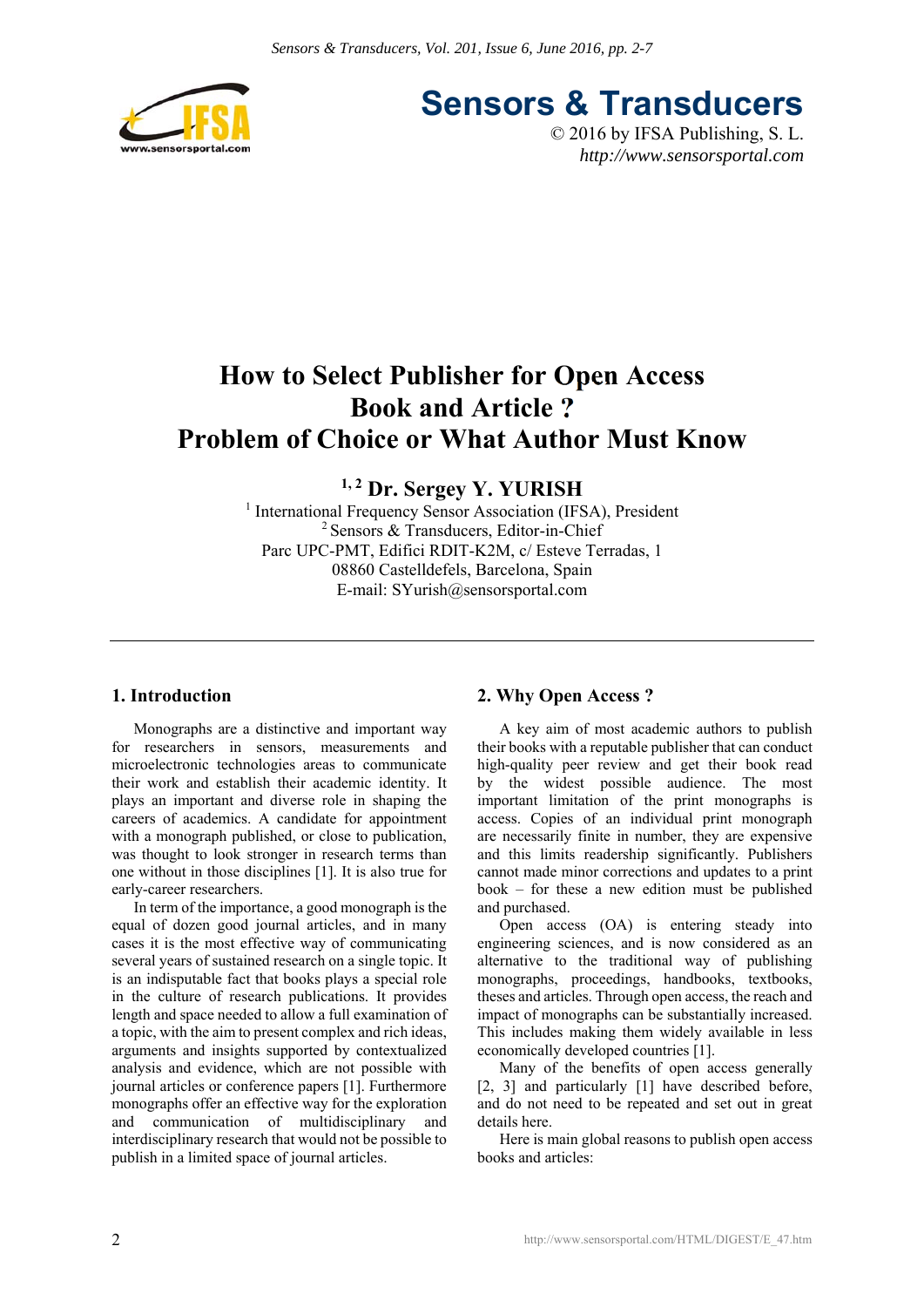# How to Select Publisher for Open Access Book and Article ? Problem of Choice or What Author Must Know

**[1,2] Dr. Sergey Y. YURISH**

[1] International Frequency Sensor Association (IFSA), President
[2] Sensors & Transducers, Editor-in-Chief
Parc UPC-PMT, Edifici RDIT-K2M, c/ Esteve Terradas, 1
08860 Castelldefels, Barcelona, Spain
E-mail: SYurish@sensorsportal.com

## 1. Introduction

Monographs are a distinctive and important way for researchers in sensors, measurements and microelectronic technologies areas to communicate their work and establish their academic identity. It plays an important and diverse role in shaping the careers of academics. A candidate for appointment with a monograph published, or close to publication, was thought to look stronger in research terms than one without in those disciplines [1]. It is also true for early-career researchers.

In term of the importance, a good monograph is the equal of dozen good journal articles, and in many cases it is the most effective way of communicating several years of sustained research on a single topic. It is an indisputable fact that books plays a special role in the culture of research publications. It provides length and space needed to allow a full examination of a topic, with the aim to present complex and rich ideas, arguments and insights supported by contextualized analysis and evidence, which are not possible with journal articles or conference papers [1]. Furthermore monographs offer an effective way for the exploration and communication of multidisciplinary and interdisciplinary research that would not be possible to publish in a limited space of journal articles.

## 2. Why Open Access ?

A key aim of most academic authors to publish their books with a reputable publisher that can conduct high-quality peer review and get their book read by the widest possible audience. The most important limitation of the print monographs is access. Copies of an individual print monograph are necessarily finite in number, they are expensive and this limits readership significantly. Publishers cannot made minor corrections and updates to a print book – for these a new edition must be published and purchased.

Open access (OA) is entering steady into engineering sciences, and is now considered as an alternative to the traditional way of publishing monographs, proceedings, handbooks, textbooks, theses and articles. Through open access, the reach and impact of monographs can be substantially increased. This includes making them widely available in less economically developed countries [1].

Many of the benefits of open access generally [2, 3] and particularly [1] have described before, and do not need to be repeated and set out in great details here.

Here is main global reasons to publish open access books and articles: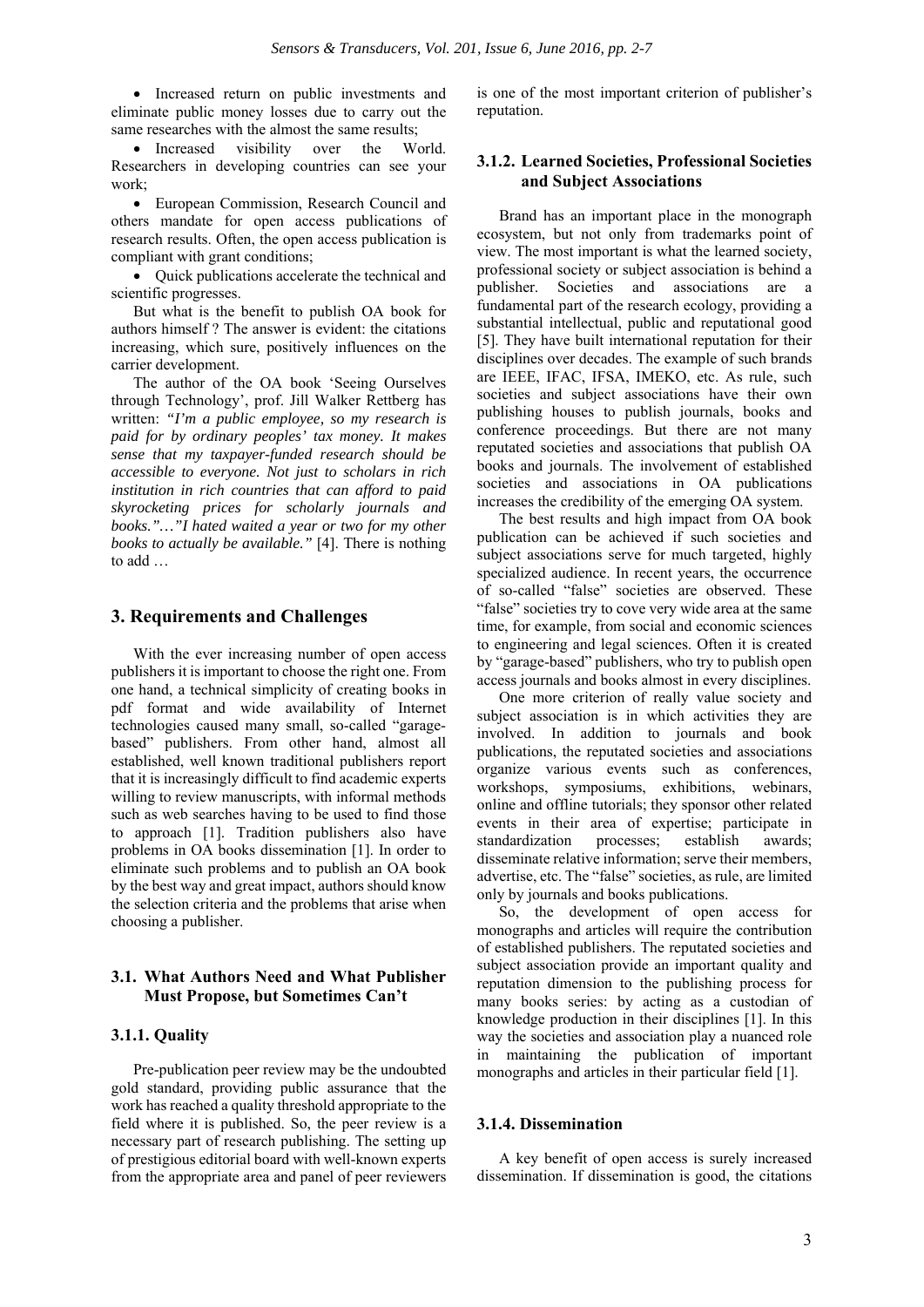- Increased return on public investments and eliminate public money losses due to carry out the same researches with the almost the same results;
- Increased visibility over the World. Researchers in developing countries can see your work;
- European Commission, Research Council and others mandate for open access publications of research results. Often, the open access publication is compliant with grant conditions;
- Quick publications accelerate the technical and scientific progresses.

But what is the benefit to publish OA book for authors himself ? The answer is evident: the citations increasing, which sure, positively influences on the carrier development.

The author of the OA book 'Seeing Ourselves through Technology', prof. Jill Walker Rettberg has written: *"I'm a public employee, so my research is paid for by ordinary peoples' tax money. It makes sense that my taxpayer-funded research should be accessible to everyone. Not just to scholars in rich institution in rich countries that can afford to paid skyrocketing prices for scholarly journals and books."…"I hated waited a year or two for my other books to actually be available."* [4]. There is nothing to add …

## 3. Requirements and Challenges

With the ever increasing number of open access publishers it is important to choose the right one. From one hand, a technical simplicity of creating books in pdf format and wide availability of Internet technologies caused many small, so-called "garage-based" publishers. From other hand, almost all established, well known traditional publishers report that it is increasingly difficult to find academic experts willing to review manuscripts, with informal methods such as web searches having to be used to find those to approach [1]. Tradition publishers also have problems in OA books dissemination [1]. In order to eliminate such problems and to publish an OA book by the best way and great impact, authors should know the selection criteria and the problems that arise when choosing a publisher.

### 3.1. What Authors Need and What Publisher Must Propose, but Sometimes Can't

#### 3.1.1. Quality

Pre-publication peer review may be the undoubted gold standard, providing public assurance that the work has reached a quality threshold appropriate to the field where it is published. So, the peer review is a necessary part of research publishing. The setting up of prestigious editorial board with well-known experts from the appropriate area and panel of peer reviewers is one of the most important criterion of publisher's reputation.

#### 3.1.2. Learned Societies, Professional Societies and Subject Associations

Brand has an important place in the monograph ecosystem, but not only from trademarks point of view. The most important is what the learned society, professional society or subject association is behind a publisher. Societies and associations are a fundamental part of the research ecology, providing a substantial intellectual, public and reputational good [5]. They have built international reputation for their disciplines over decades. The example of such brands are IEEE, IFAC, IFSA, IMEKO, etc. As rule, such societies and subject associations have their own publishing houses to publish journals, books and conference proceedings. But there are not many reputated societies and associations that publish OA books and journals. The involvement of established societies and associations in OA publications increases the credibility of the emerging OA system.

The best results and high impact from OA book publication can be achieved if such societies and subject associations serve for much targeted, highly specialized audience. In recent years, the occurrence of so-called "false" societies are observed. These "false" societies try to cove very wide area at the same time, for example, from social and economic sciences to engineering and legal sciences. Often it is created by "garage-based" publishers, who try to publish open access journals and books almost in every disciplines.

One more criterion of really value society and subject association is in which activities they are involved. In addition to journals and book publications, the reputated societies and associations organize various events such as conferences, workshops, symposiums, exhibitions, webinars, online and offline tutorials; they sponsor other related events in their area of expertise; participate in standardization processes; establish awards; disseminate relative information; serve their members, advertise, etc. The "false" societies, as rule, are limited only by journals and books publications.

So, the development of open access for monographs and articles will require the contribution of established publishers. The reputated societies and subject association provide an important quality and reputation dimension to the publishing process for many books series: by acting as a custodian of knowledge production in their disciplines [1]. In this way the societies and association play a nuanced role in maintaining the publication of important monographs and articles in their particular field [1].

#### 3.1.4. Dissemination

A key benefit of open access is surely increased dissemination. If dissemination is good, the citations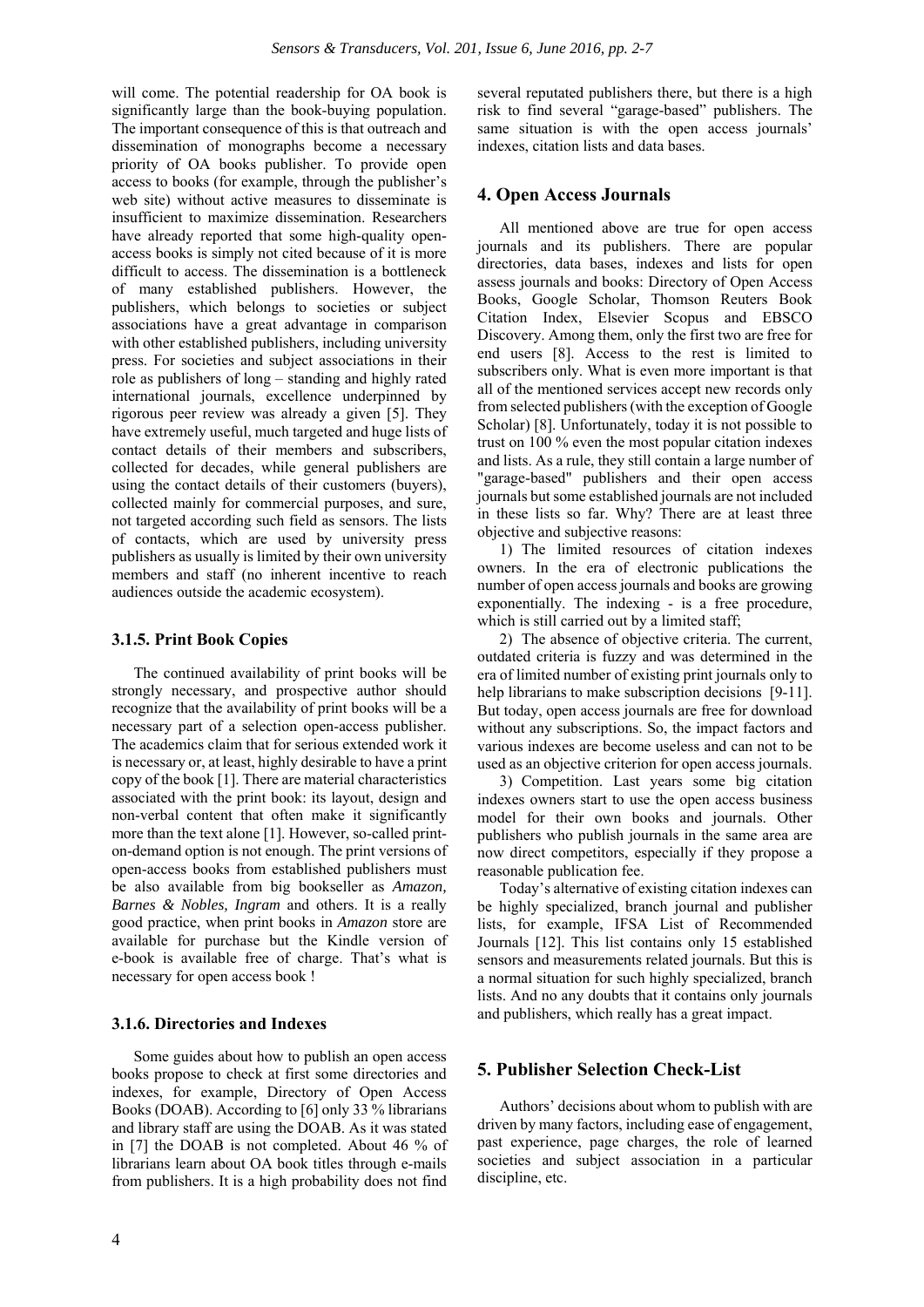will come. The potential readership for OA book is significantly large than the book-buying population. The important consequence of this is that outreach and dissemination of monographs become a necessary priority of OA books publisher. To provide open access to books (for example, through the publisher's web site) without active measures to disseminate is insufficient to maximize dissemination. Researchers have already reported that some high-quality open-access books is simply not cited because of it is more difficult to access. The dissemination is a bottleneck of many established publishers. However, the publishers, which belongs to societies or subject associations have a great advantage in comparison with other established publishers, including university press. For societies and subject associations in their role as publishers of long – standing and highly rated international journals, excellence underpinned by rigorous peer review was already a given [5]. They have extremely useful, much targeted and huge lists of contact details of their members and subscribers, collected for decades, while general publishers are using the contact details of their customers (buyers), collected mainly for commercial purposes, and sure, not targeted according such field as sensors. The lists of contacts, which are used by university press publishers as usually is limited by their own university members and staff (no inherent incentive to reach audiences outside the academic ecosystem).

### 3.1.5. Print Book Copies

The continued availability of print books will be strongly necessary, and prospective author should recognize that the availability of print books will be a necessary part of a selection open-access publisher. The academics claim that for serious extended work it is necessary or, at least, highly desirable to have a print copy of the book [1]. There are material characteristics associated with the print book: its layout, design and non-verbal content that often make it significantly more than the text alone [1]. However, so-called print-on-demand option is not enough. The print versions of open-access books from established publishers must be also available from big bookseller as *Amazon, Barnes & Nobles, Ingram* and others. It is a really good practice, when print books in *Amazon* store are available for purchase but the Kindle version of e-book is available free of charge. That's what is necessary for open access book !

### 3.1.6. Directories and Indexes

Some guides about how to publish an open access books propose to check at first some directories and indexes, for example, Directory of Open Access Books (DOAB). According to [6] only 33 % librarians and library staff are using the DOAB. As it was stated in [7] the DOAB is not completed. About 46 % of librarians learn about OA book titles through e-mails from publishers. It is a high probability does not find several reputated publishers there, but there is a high risk to find several "garage-based" publishers. The same situation is with the open access journals' indexes, citation lists and data bases.

## 4. Open Access Journals

All mentioned above are true for open access journals and its publishers. There are popular directories, data bases, indexes and lists for open assess journals and books: Directory of Open Access Books, Google Scholar, Thomson Reuters Book Citation Index, Elsevier Scopus and EBSCO Discovery. Among them, only the first two are free for end users [8]. Access to the rest is limited to subscribers only. What is even more important is that all of the mentioned services accept new records only from selected publishers (with the exception of Google Scholar) [8]. Unfortunately, today it is not possible to trust on 100 % even the most popular citation indexes and lists. As a rule, they still contain a large number of "garage-based" publishers and their open access journals but some established journals are not included in these lists so far. Why? There are at least three objective and subjective reasons:

1) The limited resources of citation indexes owners. In the era of electronic publications the number of open access journals and books are growing exponentially. The indexing - is a free procedure, which is still carried out by a limited staff;

2) The absence of objective criteria. The current, outdated criteria is fuzzy and was determined in the era of limited number of existing print journals only to help librarians to make subscription decisions [9-11]. But today, open access journals are free for download without any subscriptions. So, the impact factors and various indexes are become useless and can not to be used as an objective criterion for open access journals.

3) Competition. Last years some big citation indexes owners start to use the open access business model for their own books and journals. Other publishers who publish journals in the same area are now direct competitors, especially if they propose a reasonable publication fee.

Today's alternative of existing citation indexes can be highly specialized, branch journal and publisher lists, for example, IFSA List of Recommended Journals [12]. This list contains only 15 established sensors and measurements related journals. But this is a normal situation for such highly specialized, branch lists. And no any doubts that it contains only journals and publishers, which really has a great impact.

## 5. Publisher Selection Check-List

Authors' decisions about whom to publish with are driven by many factors, including ease of engagement, past experience, page charges, the role of learned societies and subject association in a particular discipline, etc.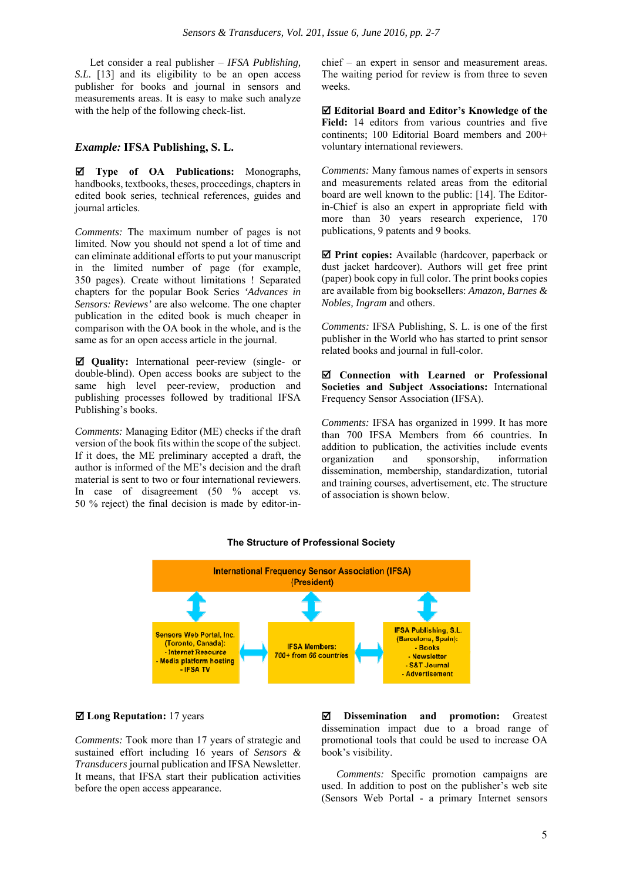Let consider a real publisher – *IFSA Publishing, S.L.* [13] and its eligibility to be an open access publisher for books and journal in sensors and measurements areas. It is easy to make such analyze with the help of the following check-list.

### *Example:* IFSA Publishing, S. L.

☑ **Type of OA Publications:** Monographs, handbooks, textbooks, theses, proceedings, chapters in edited book series, technical references, guides and journal articles.

*Comments:* The maximum number of pages is not limited. Now you should not spend a lot of time and can eliminate additional efforts to put your manuscript in the limited number of page (for example, 350 pages). Create without limitations ! Separated chapters for the popular Book Series *'Advances in Sensors: Reviews'* are also welcome. The one chapter publication in the edited book is much cheaper in comparison with the OA book in the whole, and is the same as for an open access article in the journal.

☑ **Quality:** International peer-review (single- or double-blind). Open access books are subject to the same high level peer-review, production and publishing processes followed by traditional IFSA Publishing's books.

*Comments:* Managing Editor (ME) checks if the draft version of the book fits within the scope of the subject. If it does, the ME preliminary accepted a draft, the author is informed of the ME's decision and the draft material is sent to two or four international reviewers. In case of disagreement (50 % accept vs. 50 % reject) the final decision is made by editor-in-chief – an expert in sensor and measurement areas. The waiting period for review is from three to seven weeks.

☑ **Editorial Board and Editor's Knowledge of the Field:** 14 editors from various countries and five continents; 100 Editorial Board members and 200+ voluntary international reviewers.

*Comments:* Many famous names of experts in sensors and measurements related areas from the editorial board are well known to the public: [14]. The Editor-in-Chief is also an expert in appropriate field with more than 30 years research experience, 170 publications, 9 patents and 9 books.

☑ **Print copies:** Available (hardcover, paperback or dust jacket hardcover). Authors will get free print (paper) book copy in full color. The print books copies are available from big booksellers: *Amazon, Barnes & Nobles, Ingram* and others.

*Comments:* IFSA Publishing, S. L. is one of the first publisher in the World who has started to print sensor related books and journal in full-color.

☑ **Connection with Learned or Professional Societies and Subject Associations:** International Frequency Sensor Association (IFSA).

*Comments:* IFSA has organized in 1999. It has more than 700 IFSA Members from 66 countries. In addition to publication, the activities include events organization and sponsorship, information dissemination, membership, standardization, tutorial and training courses, advertisement, etc. The structure of association is shown below.

**The Structure of Professional Society**

International Frequency Sensor Association (IFSA) (President)

- Sensors Web Portal, Inc. (Toronto, Canada): - Internet Resource - Media platform hosting - IFSA TV
- IFSA Members: 700+ from 66 countries
- IFSA Publishing, S.L. (Barcelona, Spain): - Books - Newsletter - S&T Journal - Advertisement

☑ **Long Reputation:** 17 years

*Comments:* Took more than 17 years of strategic and sustained effort including 16 years of *Sensors & Transducers* journal publication and IFSA Newsletter. It means, that IFSA start their publication activities before the open access appearance.

☑ **Dissemination and promotion:** Greatest dissemination impact due to a broad range of promotional tools that could be used to increase OA book's visibility.

*Comments:* Specific promotion campaigns are used. In addition to post on the publisher's web site (Sensors Web Portal - a primary Internet sensors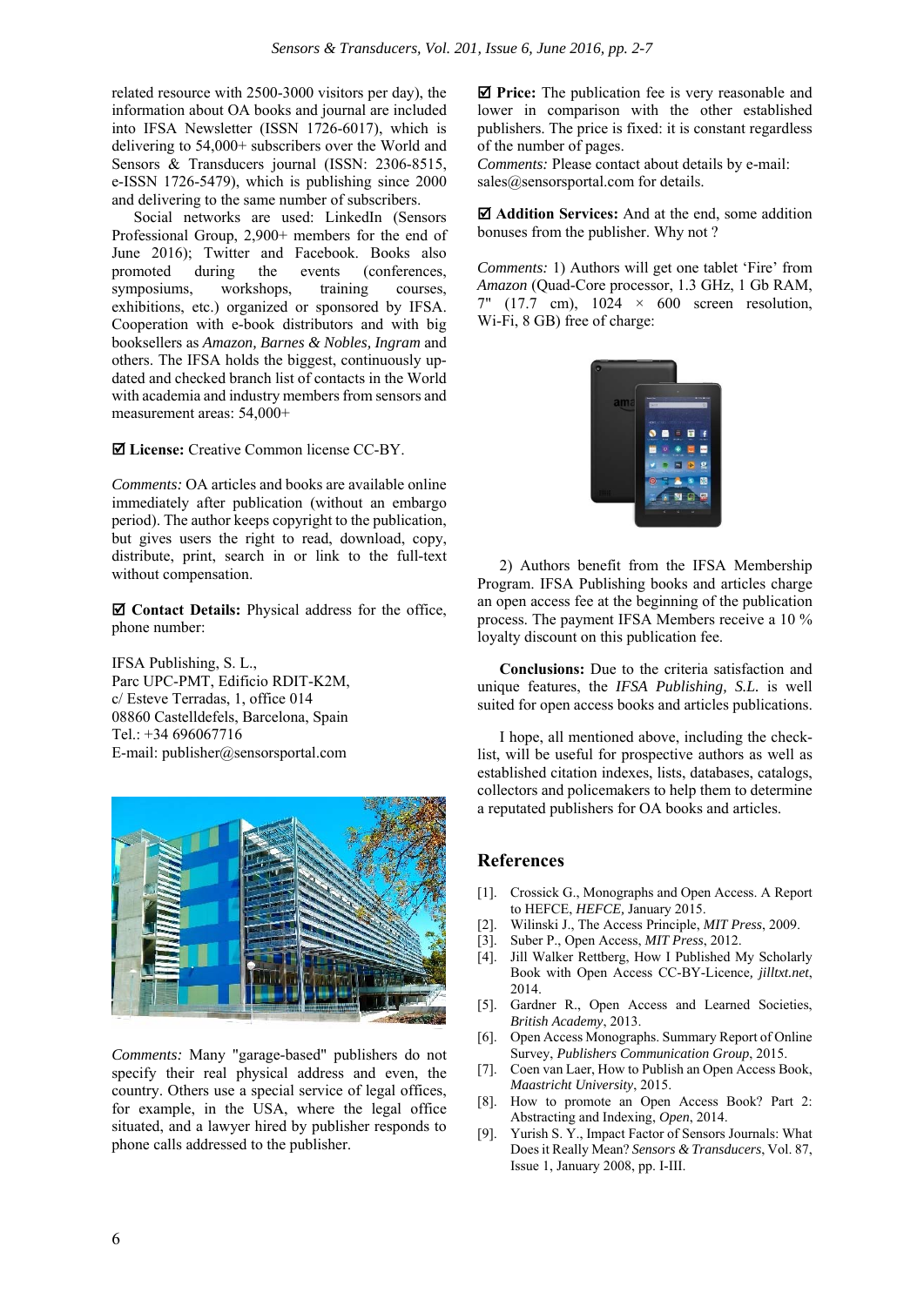related resource with 2500-3000 visitors per day), the information about OA books and journal are included into IFSA Newsletter (ISSN 1726-6017), which is delivering to 54,000+ subscribers over the World and Sensors & Transducers journal (ISSN: 2306-8515, e-ISSN 1726-5479), which is publishing since 2000 and delivering to the same number of subscribers.

Social networks are used: LinkedIn (Sensors Professional Group, 2,900+ members for the end of June 2016); Twitter and Facebook. Books also promoted during the events (conferences, symposiums, workshops, training courses, exhibitions, etc.) organized or sponsored by IFSA. Cooperation with e-book distributors and with big booksellers as *Amazon, Barnes & Nobles, Ingram* and others. The IFSA holds the biggest, continuously up-dated and checked branch list of contacts in the World with academia and industry members from sensors and measurement areas: 54,000+

☑ **License:** Creative Common license CC-BY.

*Comments:* OA articles and books are available online immediately after publication (without an embargo period). The author keeps copyright to the publication, but gives users the right to read, download, copy, distribute, print, search in or link to the full-text without compensation.

☑ **Contact Details:** Physical address for the office, phone number:

IFSA Publishing, S. L.,
Parc UPC-PMT, Edificio RDIT-K2M,
c/ Esteve Terradas, 1, office 014
08860 Castelldefels, Barcelona, Spain
Tel.: +34 696067716
E-mail: publisher@sensorsportal.com

*Comments:* Many "garage-based" publishers do not specify their real physical address and even, the country. Others use a special service of legal offices, for example, in the USA, where the legal office situated, and a lawyer hired by publisher responds to phone calls addressed to the publisher.

☑ **Price:** The publication fee is very reasonable and lower in comparison with the other established publishers. The price is fixed: it is constant regardless of the number of pages.
*Comments:* Please contact about details by e-mail: sales@sensorsportal.com for details.

☑ **Addition Services:** And at the end, some addition bonuses from the publisher. Why not ?

*Comments:* 1) Authors will get one tablet 'Fire' from *Amazon* (Quad-Core processor, 1.3 GHz, 1 Gb RAM, 7" (17.7 cm), 1024 × 600 screen resolution, Wi-Fi, 8 GB) free of charge:

2) Authors benefit from the IFSA Membership Program. IFSA Publishing books and articles charge an open access fee at the beginning of the publication process. The payment IFSA Members receive a 10 % loyalty discount on this publication fee.

**Conclusions:** Due to the criteria satisfaction and unique features, the *IFSA Publishing, S.L.* is well suited for open access books and articles publications.

I hope, all mentioned above, including the check-list, will be useful for prospective authors as well as established citation indexes, lists, databases, catalogs, collectors and policemakers to help them to determine a reputated publishers for OA books and articles.

## References

[1]. Crossick G., Monographs and Open Access. A Report to HEFCE, *HEFCE,* January 2015.

[2]. Wilinski J., The Access Principle, *MIT Press*, 2009.

[3]. Suber P., Open Access, *MIT Press*, 2012.

[4]. Jill Walker Rettberg, How I Published My Scholarly Book with Open Access CC-BY-Licence*, jilltxt.net*, 2014.

[5]. Gardner R., Open Access and Learned Societies, *British Academy*, 2013.

[6]. Open Access Monographs. Summary Report of Online Survey, *Publishers Communication Group*, 2015.

[7]. Coen van Laer, How to Publish an Open Access Book, *Maastricht University*, 2015.

[8]. How to promote an Open Access Book? Part 2: Abstracting and Indexing, *Open*, 2014.

[9]. Yurish S. Y., Impact Factor of Sensors Journals: What Does it Really Mean? *Sensors & Transducers*, Vol. 87, Issue 1, January 2008, pp. I-III.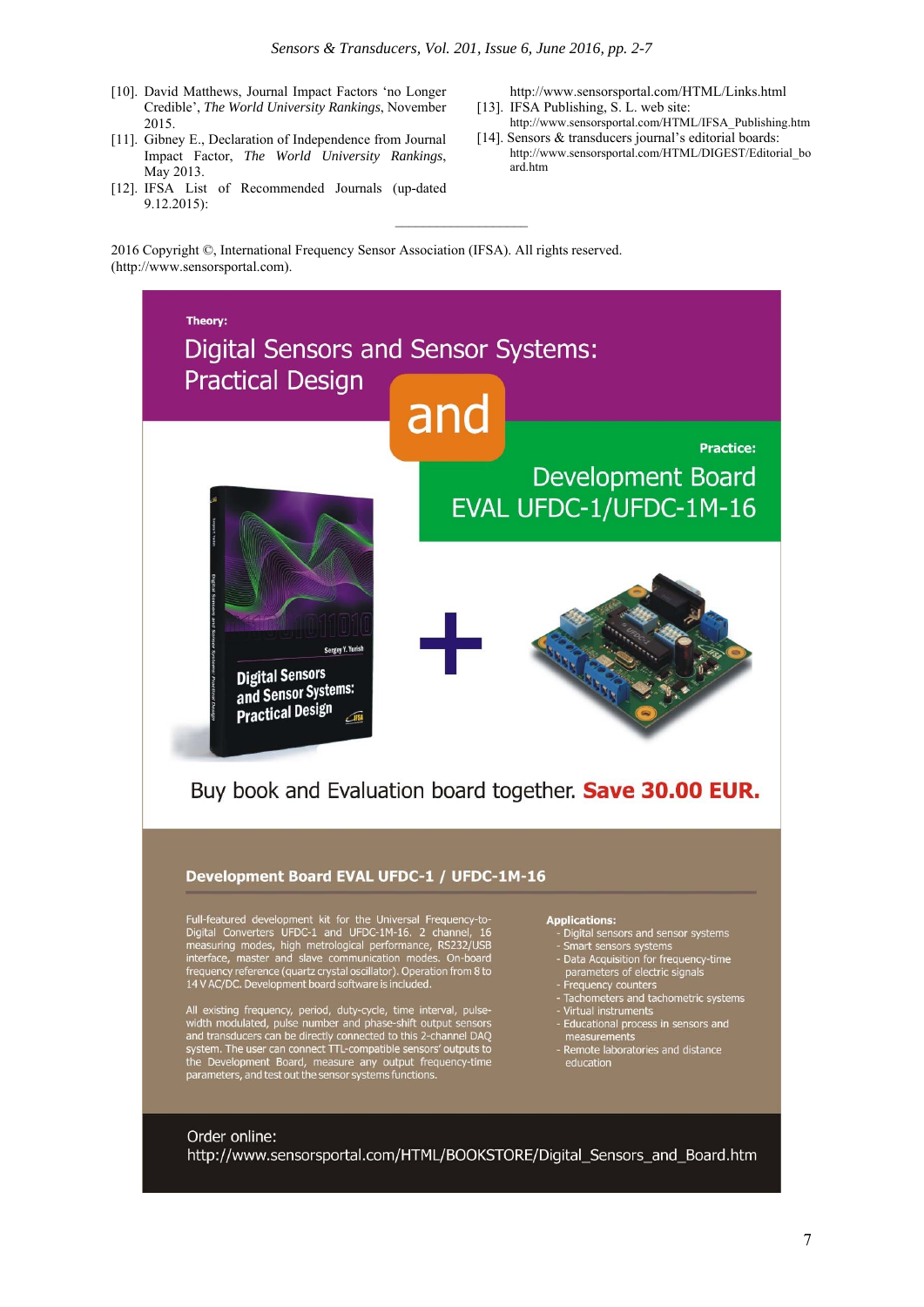[10]. David Matthews, Journal Impact Factors 'no Longer Credible', *The World University Rankings*, November 2015.

[11]. Gibney E., Declaration of Independence from Journal Impact Factor, *The World University Rankings*, May 2013.

[12]. IFSA List of Recommended Journals (up-dated 9.12.2015): http://www.sensorsportal.com/HTML/Links.html

[13]. IFSA Publishing, S. L. web site: http://www.sensorsportal.com/HTML/IFSA_Publishing.htm

[14]. Sensors & transducers journal's editorial boards: http://www.sensorsportal.com/HTML/DIGEST/Editorial_board.htm

---

2016 Copyright ©, International Frequency Sensor Association (IFSA). All rights reserved. (http://www.sensorsportal.com).

**Theory:**

Digital Sensors and Sensor Systems: Practical Design

and

**Practice:**

Development Board EVAL UFDC-1/UFDC-1M-16

Buy book and Evaluation board together. **Save 30.00 EUR.**

**Development Board EVAL UFDC-1 / UFDC-1M-16**

Full-featured development kit for the Universal Frequency-to-Digital Converters UFDC-1 and UFDC-1M-16. 2 channel, 16 measuring modes, high metrological performance, RS232/USB interface, master and slave communication modes. On-board frequency reference (quartz crystal oscillator). Operation from 8 to 14 V AC/DC. Development board software is included.

All existing frequency, period, duty-cycle, time interval, pulse-width modulated, pulse number and phase-shift output sensors and transducers can be directly connected to this 2-channel DAQ system. The user can connect TTL-compatible sensors' outputs to the Development Board, measure any output frequency-time parameters, and test out the sensor systems functions.

**Applications:**

- Digital sensors and sensor systems
- Smart sensors systems
- Data Acquisition for frequency-time parameters of electric signals
- Frequency counters
- Tachometers and tachometric systems
- Virtual instruments
- Educational process in sensors and measurements
- Remote laboratories and distance education

Order online:
http://www.sensorsportal.com/HTML/BOOKSTORE/Digital_Sensors_and_Board.htm